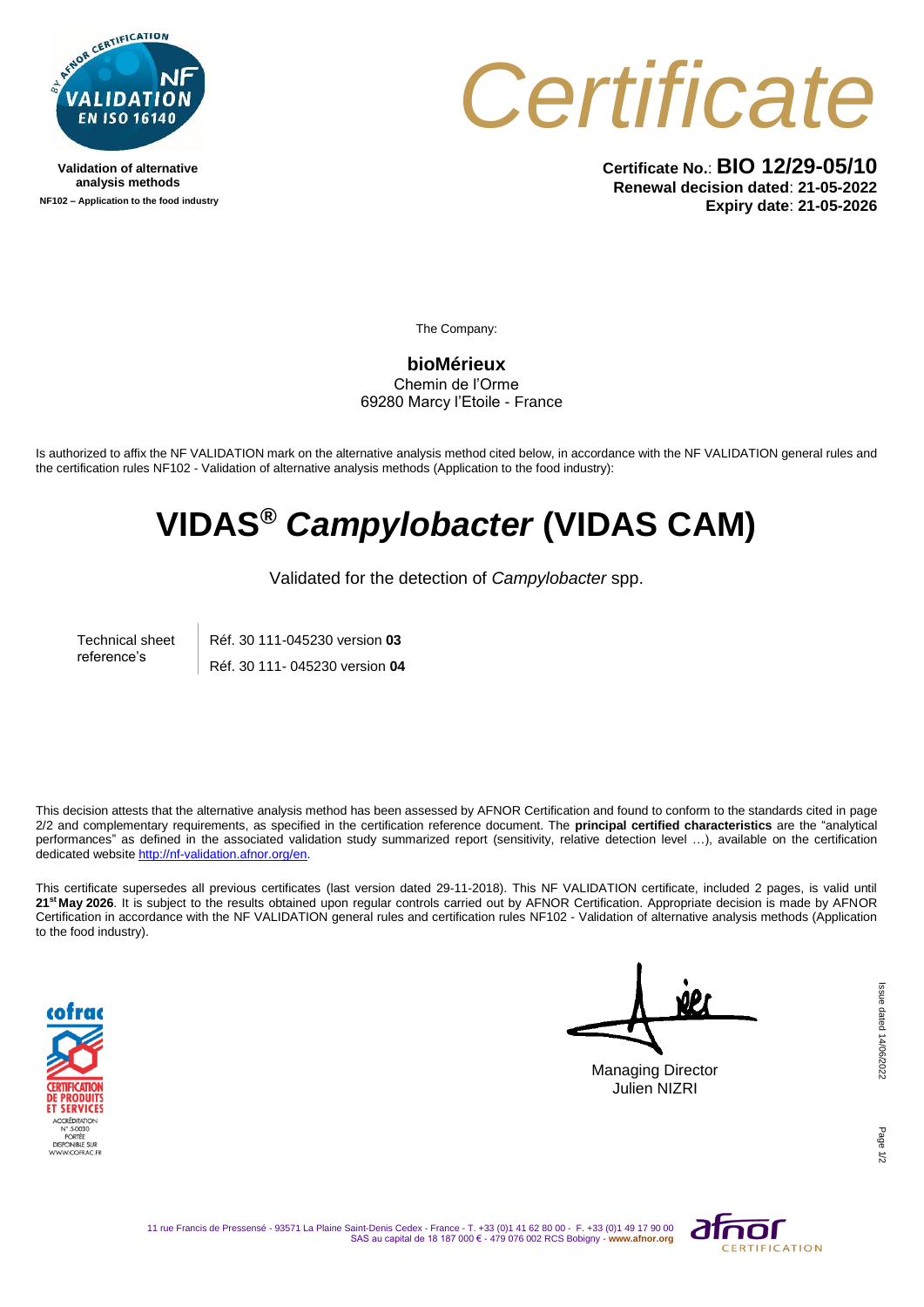Validation of alternative analysis methods

NF102 – Application to the food industry

# Certificate

**Certificate No.**: **BIO 12/29-05/10**
**Renewal decision dated**: **21-05-2022**
**Expiry date**: **21-05-2026**

The Company:

**bioMérieux**
Chemin de l'Orme
69280 Marcy l'Etoile - France

Is authorized to affix the NF VALIDATION mark on the alternative analysis method cited below, in accordance with the NF VALIDATION general rules and the certification rules NF102 - Validation of alternative analysis methods (Application to the food industry):

# VIDAS® *Campylobacter* (VIDAS CAM)

Validated for the detection of *Campylobacter* spp.

| Technical sheet reference's | Réf. 30 111-045230 version **03** |
| --- | --- |
| | Réf. 30 111- 045230 version **04** |

This decision attests that the alternative analysis method has been assessed by AFNOR Certification and found to conform to the standards cited in page 2/2 and complementary requirements, as specified in the certification reference document. The **principal certified characteristics** are the "analytical performances" as defined in the associated validation study summarized report (sensitivity, relative detection level …), available on the certification dedicated website http://nf-validation.afnor.org/en.

This certificate supersedes all previous certificates (last version dated 29-11-2018). This NF VALIDATION certificate, included 2 pages, is valid until **21st May 2026**. It is subject to the results obtained upon regular controls carried out by AFNOR Certification. Appropriate decision is made by AFNOR Certification in accordance with the NF VALIDATION general rules and certification rules NF102 - Validation of alternative analysis methods (Application to the food industry).

Managing Director
Julien NIZRI

Issue dated 14/06/2022

11 rue Francis de Pressensé - 93571 La Plaine Saint-Denis Cedex - France - T. +33 (0)1 41 62 80 00 - F. +33 (0)1 49 17 90 00
SAS au capital de 18 187 000 € - 479 076 002 RCS Bobigny - www.afnor.org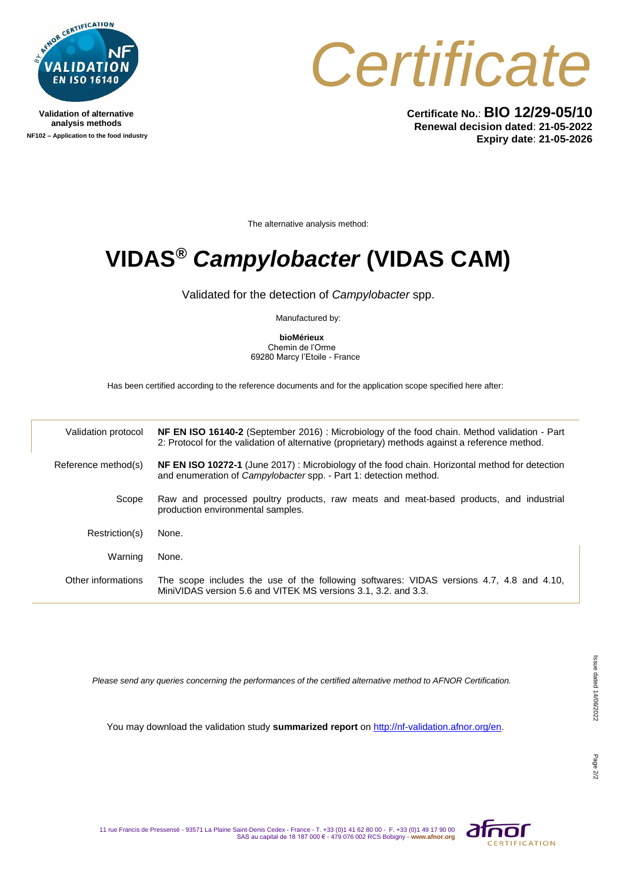Validation of alternative analysis methods
NF102 – Application to the food industry

# Certificate

**Certificate No.**: **BIO 12/29-05/10**
**Renewal decision dated**: **21-05-2022**
**Expiry date**: **21-05-2026**

The alternative analysis method:

# VIDAS® *Campylobacter* (VIDAS CAM)

Validated for the detection of *Campylobacter* spp.

Manufactured by:

**bioMérieux**
Chemin de l'Orme
69280 Marcy l'Etoile - France

Has been certified according to the reference documents and for the application scope specified here after:

| | |
|---|---|
| Validation protocol | **NF EN ISO 16140-2** (September 2016) : Microbiology of the food chain. Method validation - Part 2: Protocol for the validation of alternative (proprietary) methods against a reference method. |
| Reference method(s) | **NF EN ISO 10272-1** (June 2017) : Microbiology of the food chain. Horizontal method for detection and enumeration of *Campylobacter* spp. - Part 1: detection method. |
| Scope | Raw and processed poultry products, raw meats and meat-based products, and industrial production environmental samples. |
| Restriction(s) | None. |
| Warning | None. |
| Other informations | The scope includes the use of the following softwares: VIDAS versions 4.7, 4.8 and 4.10, MiniVIDAS version 5.6 and VITEK MS versions 3.1, 3.2. and 3.3. |

*Please send any queries concerning the performances of the certified alternative method to AFNOR Certification.*

You may download the validation study **summarized report** on http://nf-validation.afnor.org/en.

Issue dated 14/06/2022

11 rue Francis de Pressensé - 93571 La Plaine Saint-Denis Cedex - France - T. +33 (0)1 41 62 80 00 - F. +33 (0)1 49 17 90 00
SAS au capital de 18 187 000 € - 479 076 002 RCS Bobigny - **www.afnor.org**